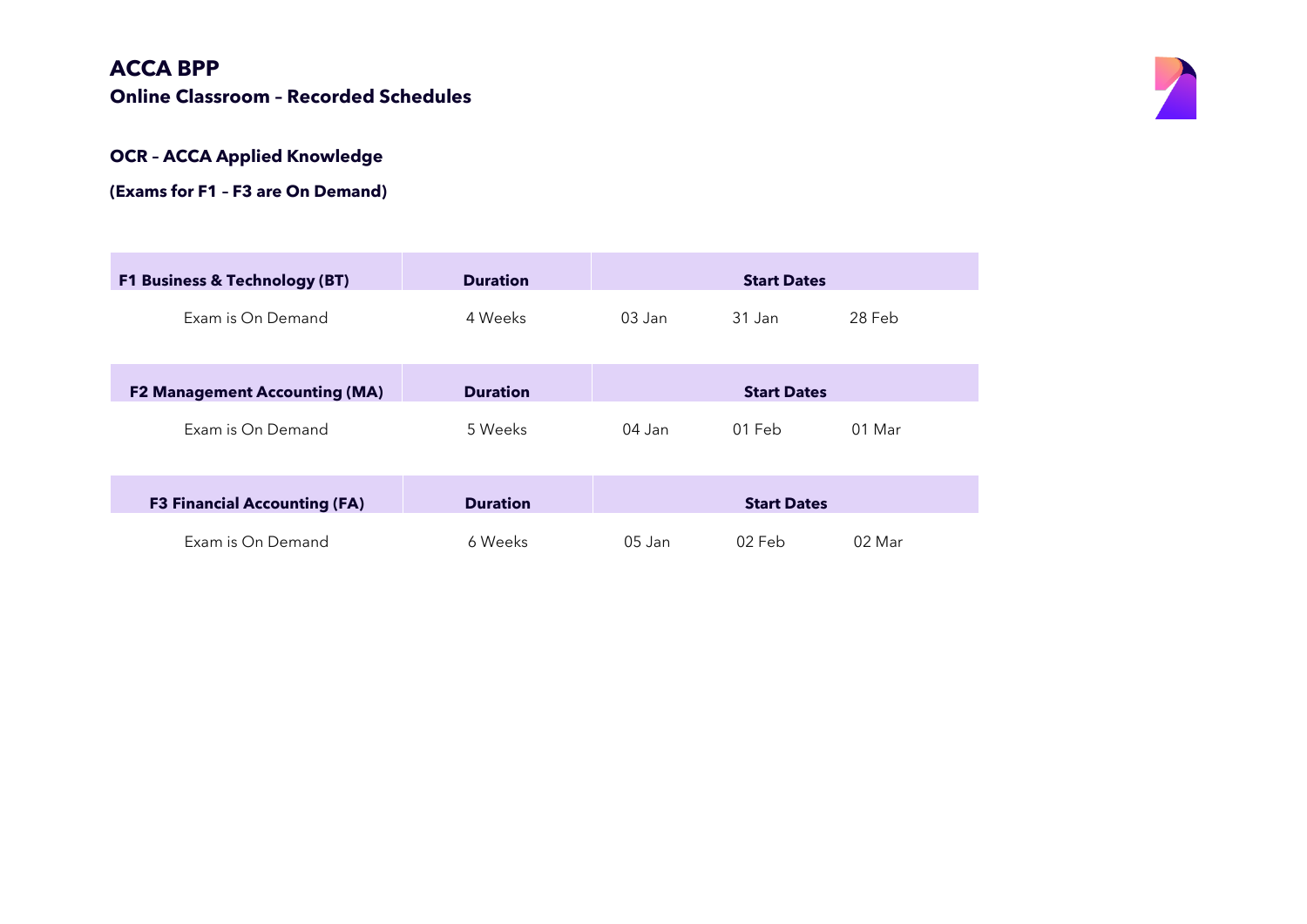# ACCA BPP

## Online Classroom – Recorded Schedules

### OCR – ACCA Applied Knowledge

**(Exams for F1 – F3 are On Demand)**

| F1 Business & Technology (BT) | Duration | Start Dates | | |
|---|---|---|---|---|
| Exam is On Demand | 4 Weeks | 03 Jan | 31 Jan | 28 Feb |

| F2 Management Accounting (MA) | Duration | Start Dates | | |
|---|---|---|---|---|
| Exam is On Demand | 5 Weeks | 04 Jan | 01 Feb | 01 Mar |

| F3 Financial Accounting (FA) | Duration | Start Dates | | |
|---|---|---|---|---|
| Exam is On Demand | 6 Weeks | 05 Jan | 02 Feb | 02 Mar |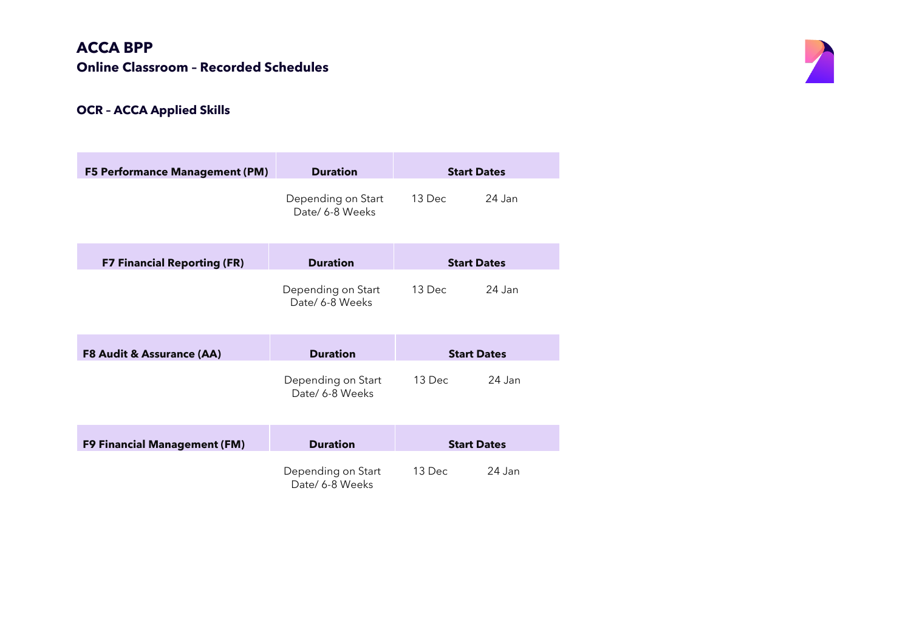# ACCA BPP

## Online Classroom – Recorded Schedules

### OCR – ACCA Applied Skills

| F5 Performance Management (PM) | Duration | Start Dates | |
|---|---|---|---|
| | Depending on Start Date/ 6-8 Weeks | 13 Dec | 24 Jan |

| F7 Financial Reporting (FR) | Duration | Start Dates | |
|---|---|---|---|
| | Depending on Start Date/ 6-8 Weeks | 13 Dec | 24 Jan |

| F8 Audit & Assurance (AA) | Duration | Start Dates | |
|---|---|---|---|
| | Depending on Start Date/ 6-8 Weeks | 13 Dec | 24 Jan |

| F9 Financial Management (FM) | Duration | Start Dates | |
|---|---|---|---|
| | Depending on Start Date/ 6-8 Weeks | 13 Dec | 24 Jan |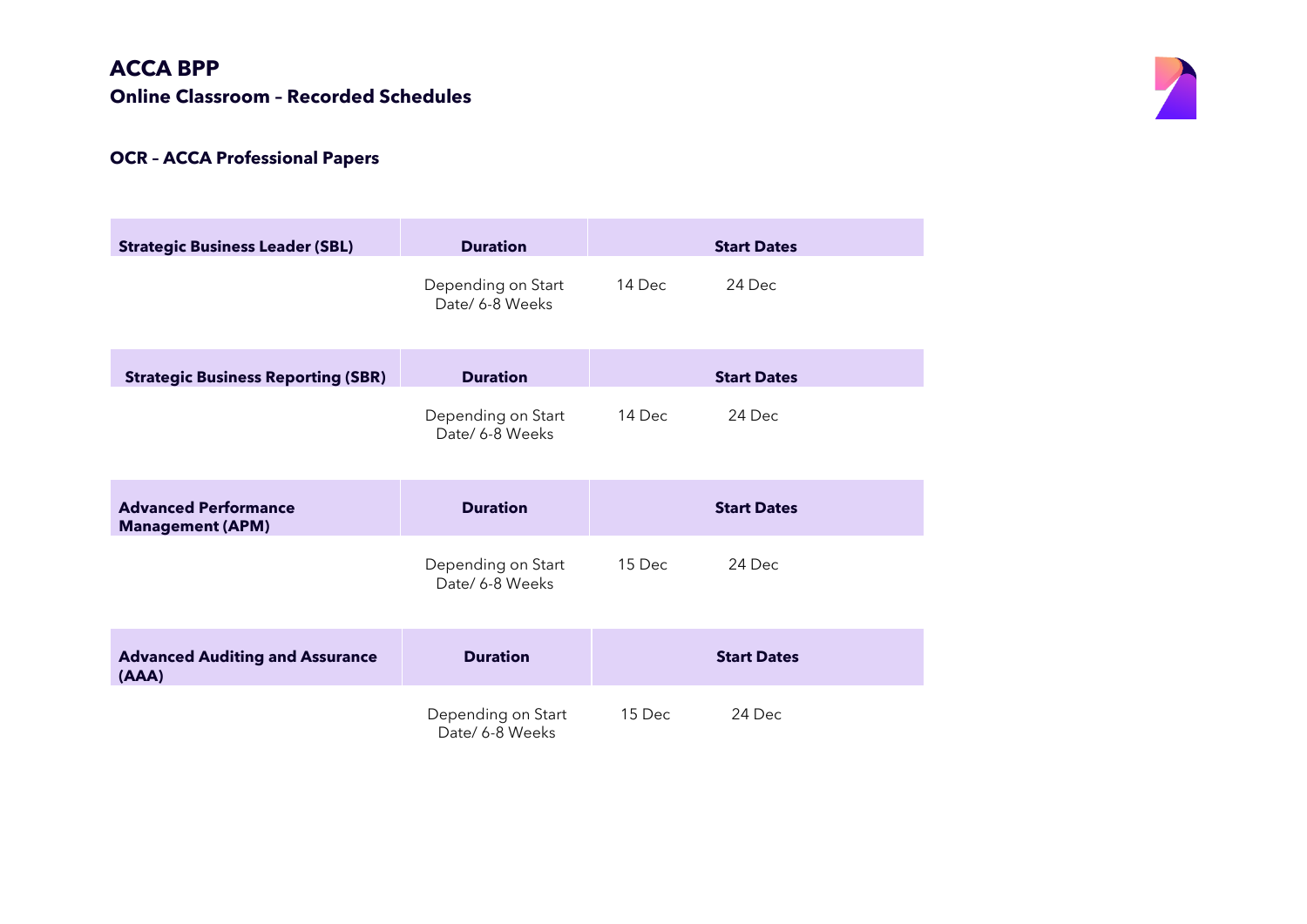# ACCA BPP

## Online Classroom – Recorded Schedules

### OCR – ACCA Professional Papers

| Strategic Business Leader (SBL) | Duration | Start Dates | |
|---|---|---|---|
| | Depending on Start Date/ 6-8 Weeks | 14 Dec | 24 Dec |

| Strategic Business Reporting (SBR) | Duration | Start Dates | |
|---|---|---|---|
| | Depending on Start Date/ 6-8 Weeks | 14 Dec | 24 Dec |

| Advanced Performance Management (APM) | Duration | Start Dates | |
|---|---|---|---|
| | Depending on Start Date/ 6-8 Weeks | 15 Dec | 24 Dec |

| Advanced Auditing and Assurance (AAA) | Duration | Start Dates | |
|---|---|---|---|
| | Depending on Start Date/ 6-8 Weeks | 15 Dec | 24 Dec |